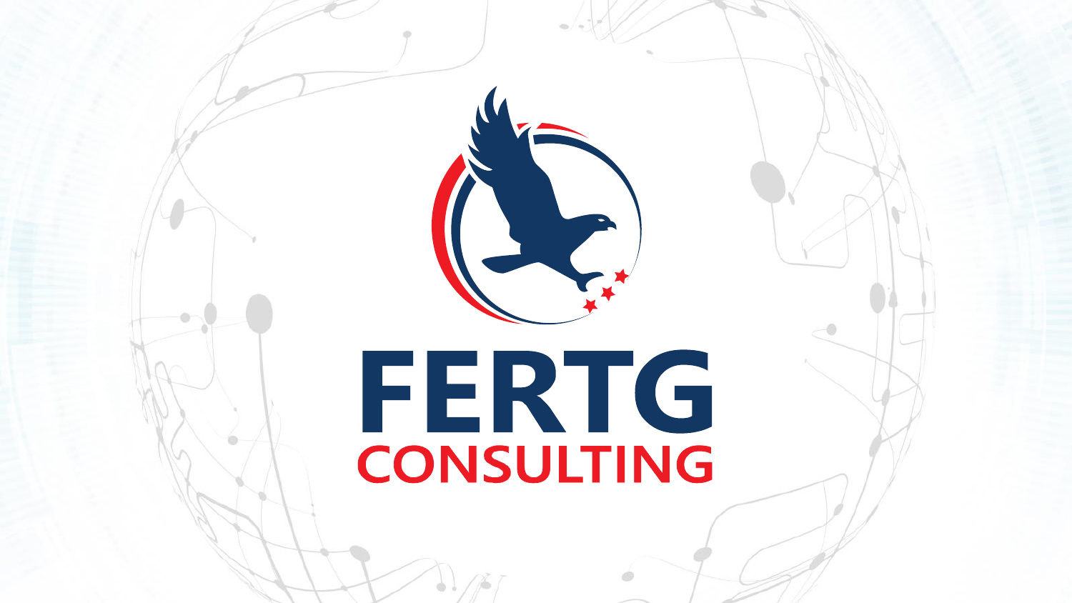# FERTG

## CONSULTING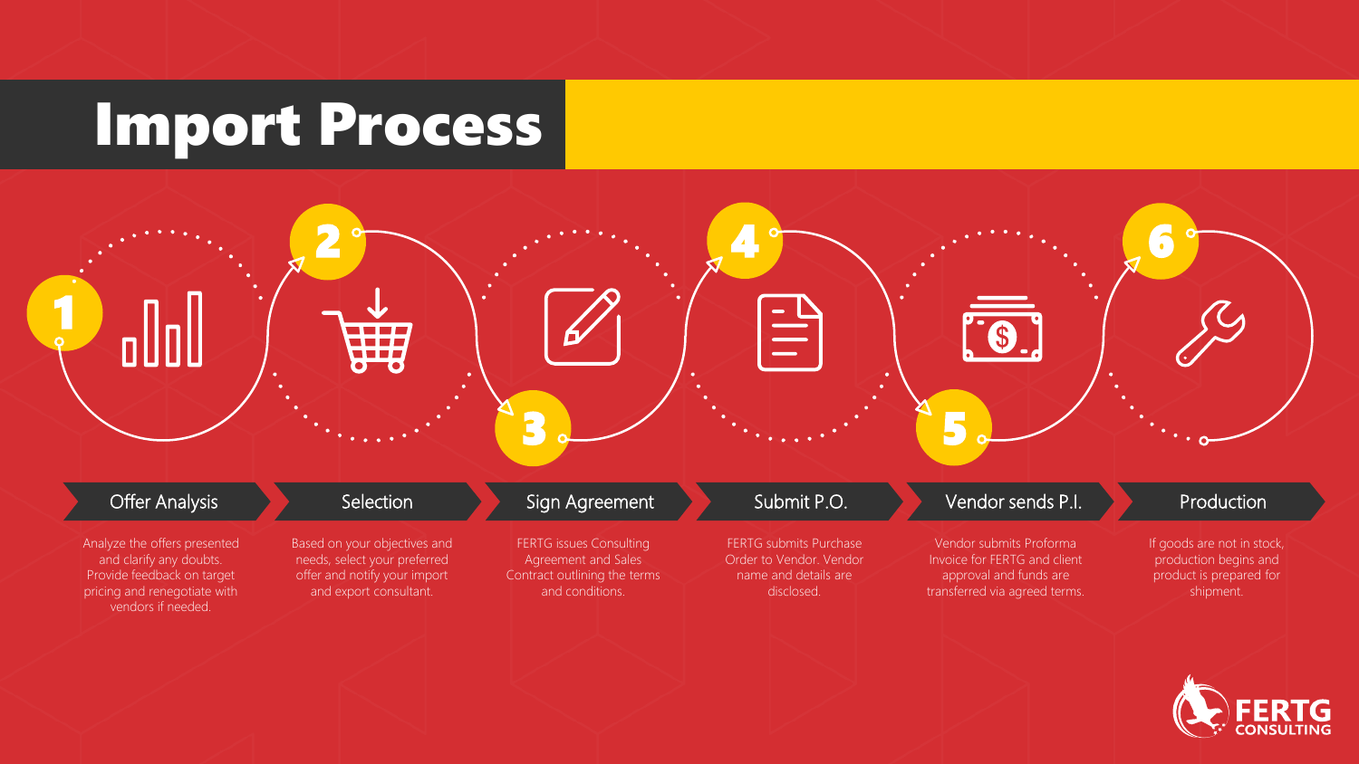# Import Process

1. **Offer Analysis**

   Analyze the offers presented and clarify any doubts. Provide feedback on target pricing and renegotiate with vendors if needed.

2. **Selection**

   Based on your objectives and needs, select your preferred offer and notify your import and export consultant.

3. **Sign Agreement**

   FERTG issues Consulting Agreement and Sales Contract outlining the terms and conditions.

4. **Submit P.O.**

   FERTG submits Purchase Order to Vendor. Vendor name and details are disclosed.

5. **Vendor sends P.I.**

   Vendor submits Proforma Invoice for FERTG and client approval and funds are transferred via agreed terms.

6. **Production**

   If goods are not in stock, production begins and product is prepared for shipment.

FERTG CONSULTING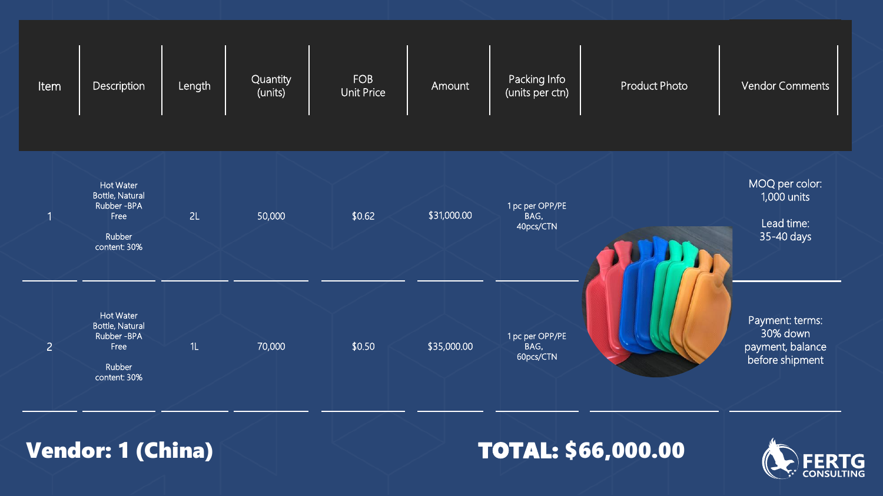| Item | Description | Length | Quantity (units) | FOB Unit Price | Amount | Packing Info (units per ctn) | Product Photo | Vendor Comments |
|---|---|---|---|---|---|---|---|---|
| 1 | Hot Water Bottle, Natural Rubber -BPA Free<br><br>Rubber content: 30% | 2L | 50,000 | $0.62 | $31,000.00 | 1 pc per OPP/PE BAG, 40pcs/CTN | | MOQ per color: 1,000 units<br><br>Lead time: 35-40 days |
| 2 | Hot Water Bottle, Natural Rubber -BPA Free<br><br>Rubber content: 30% | 1L | 70,000 | $0.50 | $35,000.00 | 1 pc per OPP/PE BAG, 60pcs/CTN | | Payment: terms: 30% down payment, balance before shipment |

**Vendor: 1 (China)**

**TOTAL: $66,000.00**

FERTG CONSULTING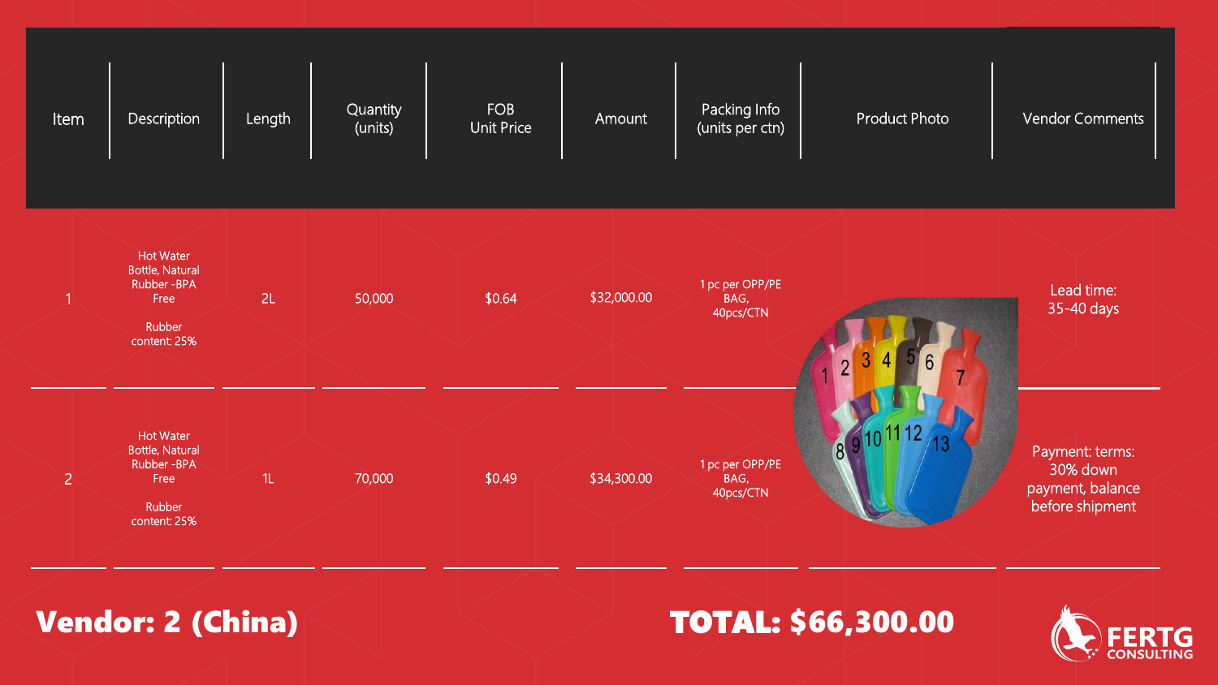| Item | Description | Length | Quantity (units) | FOB Unit Price | Amount | Packing Info (units per ctn) | Product Photo | Vendor Comments |
|---|---|---|---|---|---|---|---|---|
| 1 | Hot Water Bottle, Natural Rubber -BPA Free<br><br>Rubber content: 25% | 2L | 50,000 | $0.64 | $32,000.00 | 1 pc per OPP/PE BAG, 40pcs/CTN | | Lead time: 35-40 days |
| 2 | Hot Water Bottle, Natural Rubber -BPA Free<br><br>Rubber content: 25% | 1L | 70,000 | $0.49 | $34,300.00 | 1 pc per OPP/PE BAG, 40pcs/CTN | | Payment: terms: 30% down payment, balance before shipment |

**Vendor: 2 (China)**

**TOTAL: $66,300.00**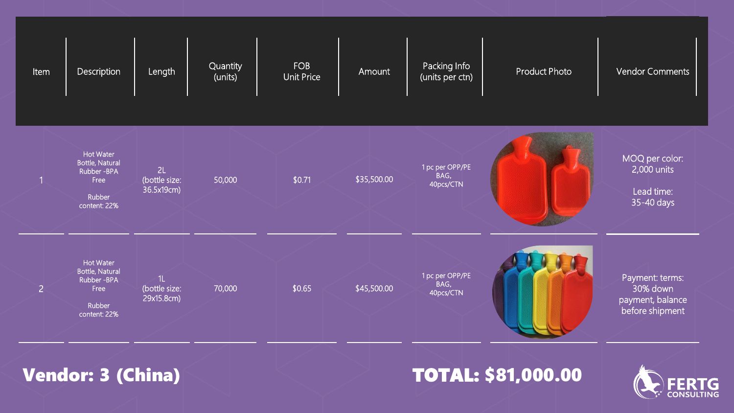| Item | Description | Length | Quantity (units) | FOB Unit Price | Amount | Packing Info (units per ctn) | Product Photo | Vendor Comments |
|---|---|---|---|---|---|---|---|---|
| 1 | Hot Water Bottle, Natural Rubber -BPA Free<br><br>Rubber content: 22% | 2L (bottle size: 36.5x19cm) | 50,000 | $0.71 | $35,500.00 | 1 pc per OPP/PE BAG, 40pcs/CTN | | MOQ per color: 2,000 units<br><br>Lead time: 35-40 days |
| 2 | Hot Water Bottle, Natural Rubber -BPA Free<br><br>Rubber content: 22% | 1L (bottle size: 29x15.8cm) | 70,000 | $0.65 | $45,500.00 | 1 pc per OPP/PE BAG, 40pcs/CTN | | Payment: terms: 30% down payment, balance before shipment |

**Vendor: 3 (China)**

**TOTAL: $81,000.00**

FERTG CONSULTING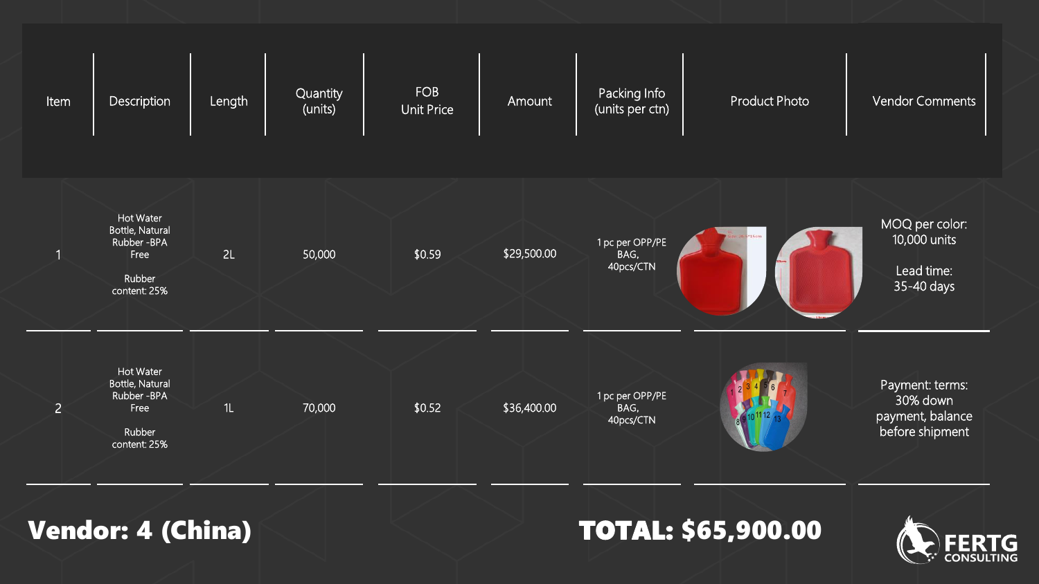| Item | Description | Length | Quantity (units) | FOB Unit Price | Amount | Packing Info (units per ctn) | Product Photo | Vendor Comments |
|---|---|---|---|---|---|---|---|---|
| 1 | Hot Water Bottle, Natural Rubber -BPA Free<br><br>Rubber content: 25% | 2L | 50,000 | $0.59 | $29,500.00 | 1 pc per OPP/PE BAG, 40pcs/CTN | | MOQ per color: 10,000 units<br><br>Lead time: 35-40 days |
| 2 | Hot Water Bottle, Natural Rubber -BPA Free<br><br>Rubber content: 25% | 1L | 70,000 | $0.52 | $36,400.00 | 1 pc per OPP/PE BAG, 40pcs/CTN | | Payment: terms: 30% down payment, balance before shipment |

**Vendor: 4 (China)**

**TOTAL: $65,900.00**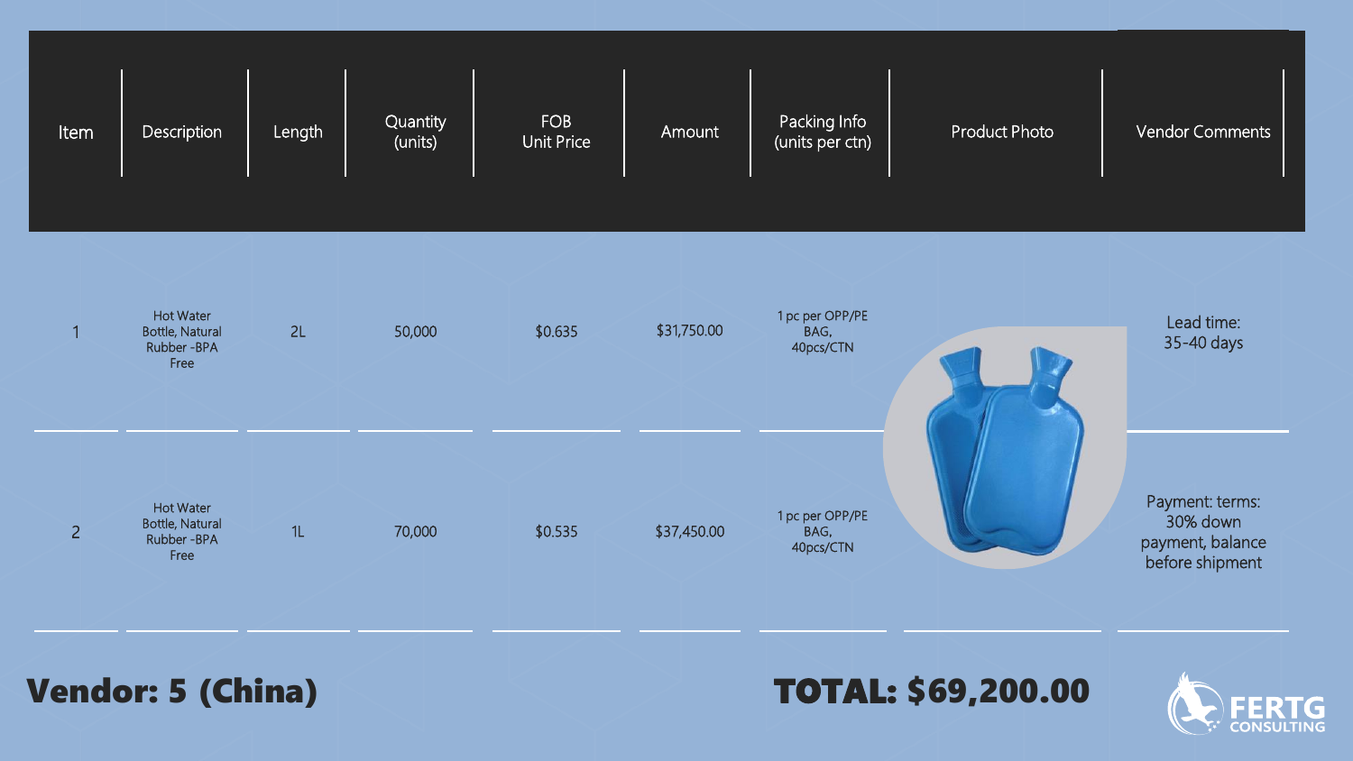| Item | Description | Length | Quantity (units) | FOB Unit Price | Amount | Packing Info (units per ctn) | Product Photo | Vendor Comments |
|---|---|---|---|---|---|---|---|---|
| 1 | Hot Water Bottle, Natural Rubber -BPA Free | 2L | 50,000 | $0.635 | $31,750.00 | 1 pc per OPP/PE BAG, 40pcs/CTN | | Lead time: 35-40 days |
| 2 | Hot Water Bottle, Natural Rubber -BPA Free | 1L | 70,000 | $0.535 | $37,450.00 | 1 pc per OPP/PE BAG, 40pcs/CTN | | Payment: terms: 30% down payment, balance before shipment |

**Vendor: 5 (China)**

**TOTAL: $69,200.00**

FERTG CONSULTING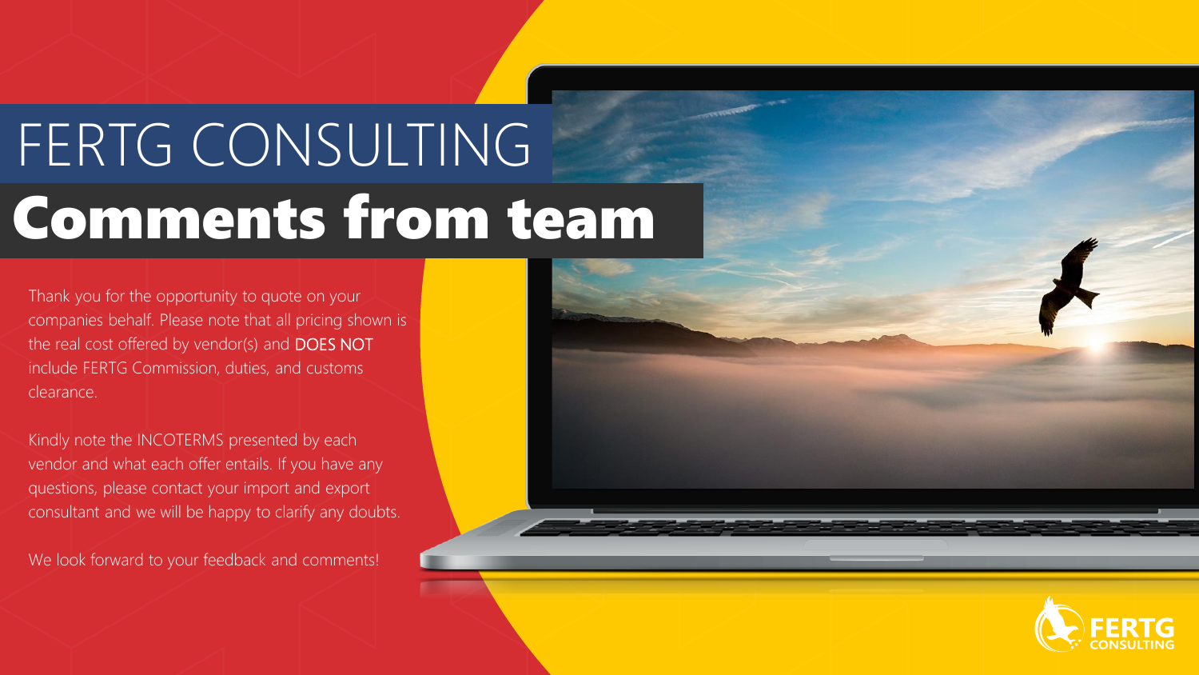# FERTG CONSULTING

## Comments from team

Thank you for the opportunity to quote on your companies behalf. Please note that all pricing shown is the real cost offered by vendor(s) and DOES NOT include FERTG Commission, duties, and customs clearance.

Kindly note the INCOTERMS presented by each vendor and what each offer entails. If you have any questions, please contact your import and export consultant and we will be happy to clarify any doubts.

We look forward to your feedback and comments!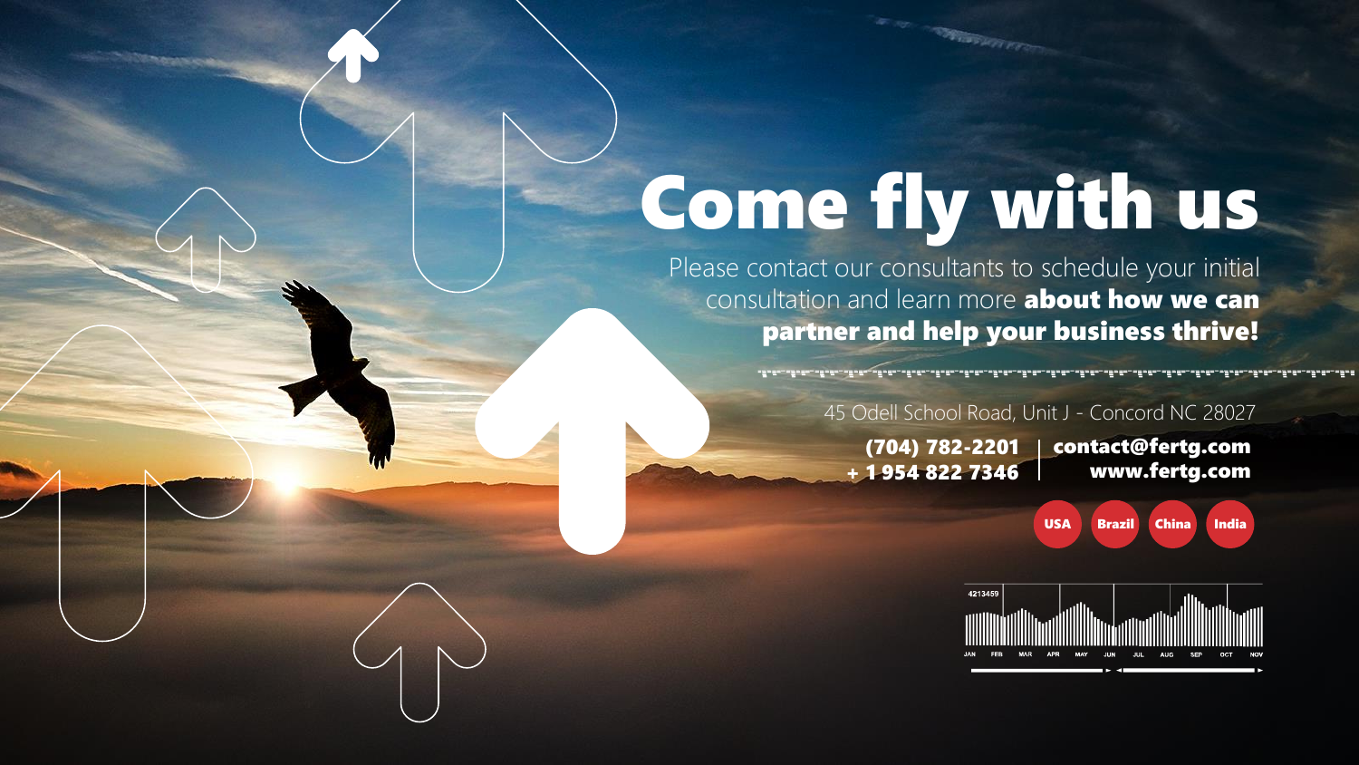# Come fly with us

Please contact our consultants to schedule your initial consultation and learn more **about how we can partner and help your business thrive!**

45 Odell School Road, Unit J - Concord NC 28027

**(704) 782-2201**
**+ 1 954 822 7346**

**contact@fertg.com**
**www.fertg.com**

**USA** **Brazil** **China** **India**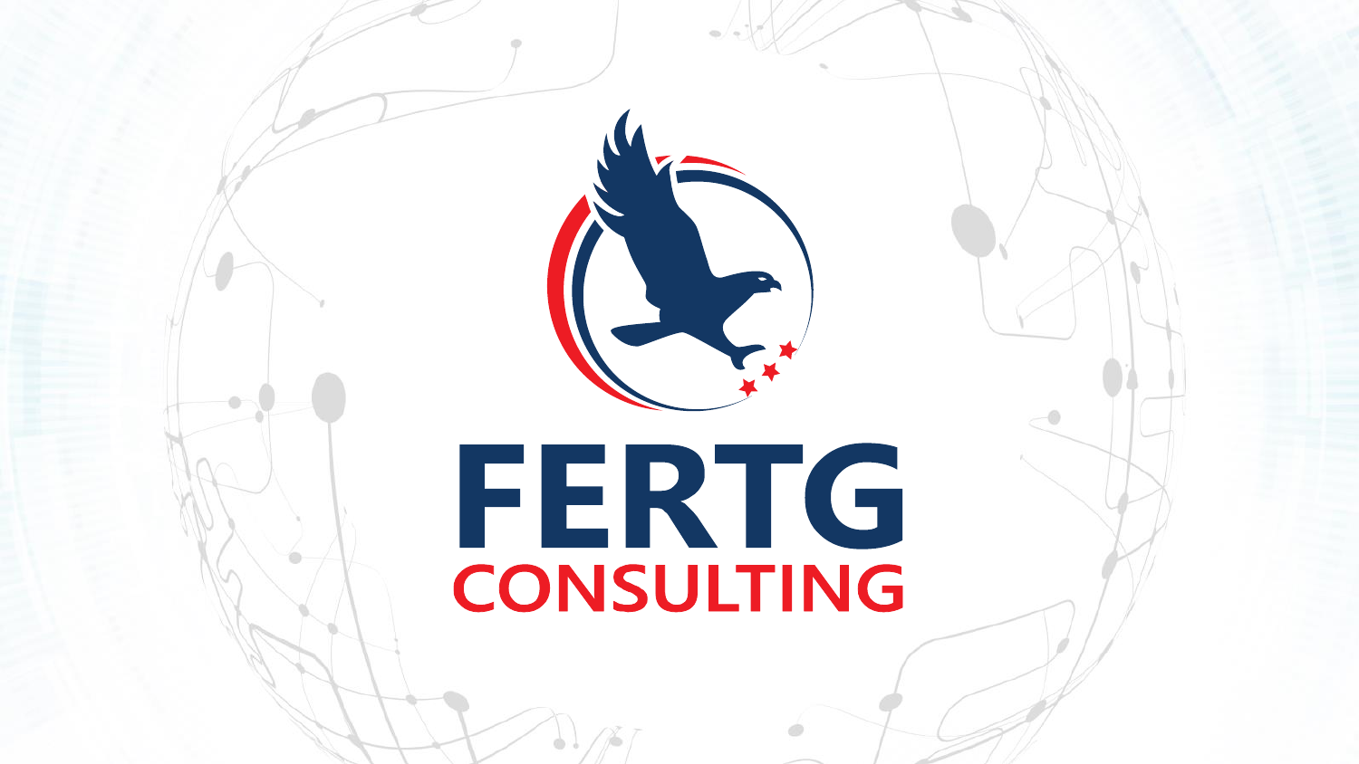# FERTG

## CONSULTING